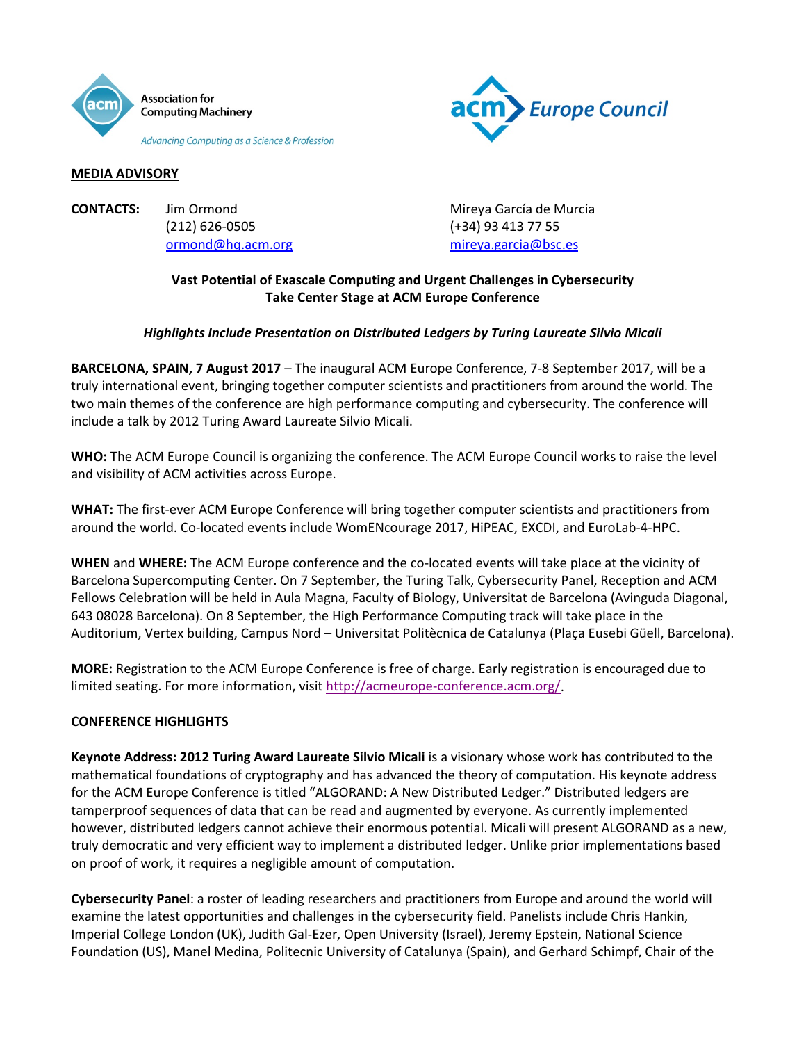Association for Computing Machinery

*Advancing Computing as a Science & Profession*

acm Europe Council

**MEDIA ADVISORY**

**CONTACTS:**

Jim Ormond
(212) 626-0505
ormond@hq.acm.org

Mireya García de Murcia
(+34) 93 413 77 55
mireya.garcia@bsc.es

**Vast Potential of Exascale Computing and Urgent Challenges in Cybersecurity Take Center Stage at ACM Europe Conference**

***Highlights Include Presentation on Distributed Ledgers by Turing Laureate Silvio Micali***

**BARCELONA, SPAIN, 7 August 2017** – The inaugural ACM Europe Conference, 7-8 September 2017, will be a truly international event, bringing together computer scientists and practitioners from around the world. The two main themes of the conference are high performance computing and cybersecurity. The conference will include a talk by 2012 Turing Award Laureate Silvio Micali.

**WHO:** The ACM Europe Council is organizing the conference. The ACM Europe Council works to raise the level and visibility of ACM activities across Europe.

**WHAT:** The first-ever ACM Europe Conference will bring together computer scientists and practitioners from around the world. Co-located events include WomENcourage 2017, HiPEAC, EXCDI, and EuroLab-4-HPC.

**WHEN** and **WHERE:** The ACM Europe conference and the co-located events will take place at the vicinity of Barcelona Supercomputing Center. On 7 September, the Turing Talk, Cybersecurity Panel, Reception and ACM Fellows Celebration will be held in Aula Magna, Faculty of Biology, Universitat de Barcelona (Avinguda Diagonal, 643 08028 Barcelona). On 8 September, the High Performance Computing track will take place in the Auditorium, Vertex building, Campus Nord – Universitat Politècnica de Catalunya (Plaça Eusebi Güell, Barcelona).

**MORE:** Registration to the ACM Europe Conference is free of charge. Early registration is encouraged due to limited seating. For more information, visit http://acmeurope-conference.acm.org/.

**CONFERENCE HIGHLIGHTS**

**Keynote Address: 2012 Turing Award Laureate Silvio Micali** is a visionary whose work has contributed to the mathematical foundations of cryptography and has advanced the theory of computation. His keynote address for the ACM Europe Conference is titled "ALGORAND: A New Distributed Ledger." Distributed ledgers are tamperproof sequences of data that can be read and augmented by everyone. As currently implemented however, distributed ledgers cannot achieve their enormous potential. Micali will present ALGORAND as a new, truly democratic and very efficient way to implement a distributed ledger. Unlike prior implementations based on proof of work, it requires a negligible amount of computation.

**Cybersecurity Panel**: a roster of leading researchers and practitioners from Europe and around the world will examine the latest opportunities and challenges in the cybersecurity field. Panelists include Chris Hankin, Imperial College London (UK), Judith Gal-Ezer, Open University (Israel), Jeremy Epstein, National Science Foundation (US), Manel Medina, Politecnic University of Catalunya (Spain), and Gerhard Schimpf, Chair of the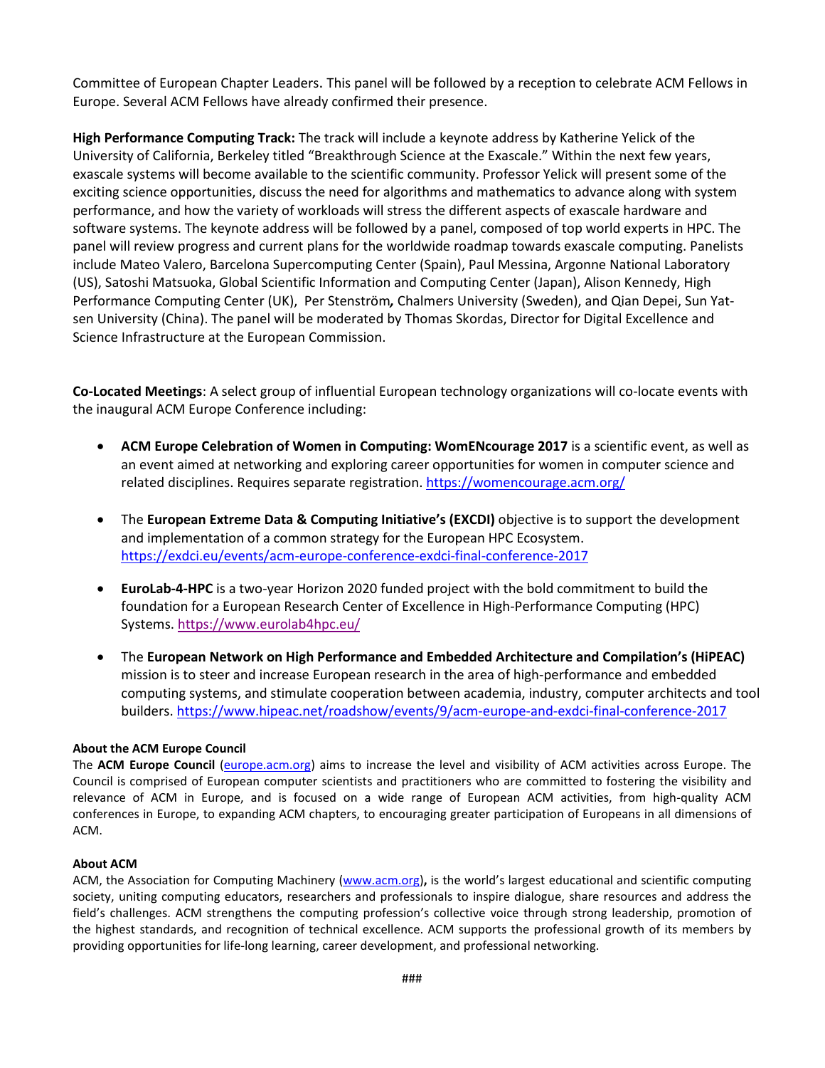Committee of European Chapter Leaders. This panel will be followed by a reception to celebrate ACM Fellows in Europe. Several ACM Fellows have already confirmed their presence.

**High Performance Computing Track:** The track will include a keynote address by Katherine Yelick of the University of California, Berkeley titled "Breakthrough Science at the Exascale." Within the next few years, exascale systems will become available to the scientific community. Professor Yelick will present some of the exciting science opportunities, discuss the need for algorithms and mathematics to advance along with system performance, and how the variety of workloads will stress the different aspects of exascale hardware and software systems. The keynote address will be followed by a panel, composed of top world experts in HPC. The panel will review progress and current plans for the worldwide roadmap towards exascale computing. Panelists include Mateo Valero, Barcelona Supercomputing Center (Spain), Paul Messina, Argonne National Laboratory (US), Satoshi Matsuoka, Global Scientific Information and Computing Center (Japan), Alison Kennedy, High Performance Computing Center (UK), Per Stenström*,* Chalmers University (Sweden), and Qian Depei, Sun Yat-sen University (China). The panel will be moderated by Thomas Skordas, Director for Digital Excellence and Science Infrastructure at the European Commission.

**Co-Located Meetings**: A select group of influential European technology organizations will co-locate events with the inaugural ACM Europe Conference including:

- **ACM Europe Celebration of Women in Computing: WomENcourage 2017** is a scientific event, as well as an event aimed at networking and exploring career opportunities for women in computer science and related disciplines. Requires separate registration. https://womencourage.acm.org/

- The **European Extreme Data & Computing Initiative's (EXCDI)** objective is to support the development and implementation of a common strategy for the European HPC Ecosystem. https://exdci.eu/events/acm-europe-conference-exdci-final-conference-2017

- **EuroLab-4-HPC** is a two-year Horizon 2020 funded project with the bold commitment to build the foundation for a European Research Center of Excellence in High-Performance Computing (HPC) Systems. https://www.eurolab4hpc.eu/

- The **European Network on High Performance and Embedded Architecture and Compilation's (HiPEAC)** mission is to steer and increase European research in the area of high-performance and embedded computing systems, and stimulate cooperation between academia, industry, computer architects and tool builders. https://www.hipeac.net/roadshow/events/9/acm-europe-and-exdci-final-conference-2017

**About the ACM Europe Council**

The **ACM Europe Council** (europe.acm.org) aims to increase the level and visibility of ACM activities across Europe. The Council is comprised of European computer scientists and practitioners who are committed to fostering the visibility and relevance of ACM in Europe, and is focused on a wide range of European ACM activities, from high-quality ACM conferences in Europe, to expanding ACM chapters, to encouraging greater participation of Europeans in all dimensions of ACM.

**About ACM**

ACM, the Association for Computing Machinery (www.acm.org)**,** is the world's largest educational and scientific computing society, uniting computing educators, researchers and professionals to inspire dialogue, share resources and address the field's challenges. ACM strengthens the computing profession's collective voice through strong leadership, promotion of the highest standards, and recognition of technical excellence. ACM supports the professional growth of its members by providing opportunities for life-long learning, career development, and professional networking.

###